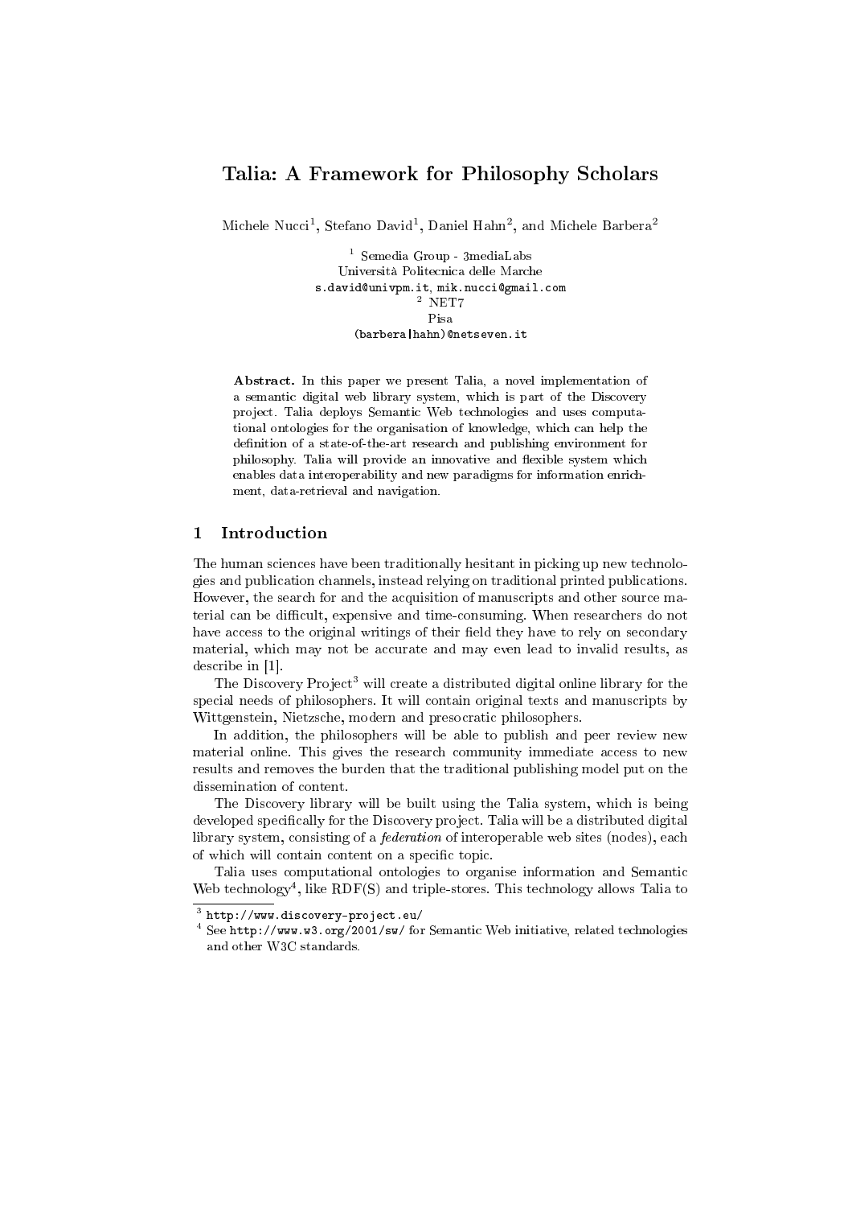# Talia: A Framework for Philosophy Scholars

Michele Nucci[1], Stefano David[1], Daniel Hahn[2], and Michele Barbera[2]

[1] Semedia Group - 3mediaLabs
Università Politecnica delle Marche
s.david@univpm.it, mik.nucci@gmail.com
[2] NET7
Pisa
(barbera|hahn)@netseven.it

**Abstract.** In this paper we present Talia, a novel implementation of a semantic digital web library system, which is part of the Discovery project. Talia deploys Semantic Web technologies and uses computational ontologies for the organisation of knowledge, which can help the definition of a state-of-the-art research and publishing environment for philosophy. Talia will provide an innovative and flexible system which enables data interoperability and new paradigms for information enrichment, data-retrieval and navigation.

## 1 Introduction

The human sciences have been traditionally hesitant in picking up new technologies and publication channels, instead relying on traditional printed publications. However, the search for and the acquisition of manuscripts and other source material can be difficult, expensive and time-consuming. When researchers do not have access to the original writings of their field they have to rely on secondary material, which may not be accurate and may even lead to invalid results, as describe in [1].

The Discovery Project[3] will create a distributed digital online library for the special needs of philosophers. It will contain original texts and manuscripts by Wittgenstein, Nietzsche, modern and presocratic philosophers.

In addition, the philosophers will be able to publish and peer review new material online. This gives the research community immediate access to new results and removes the burden that the traditional publishing model put on the dissemination of content.

The Discovery library will be built using the Talia system, which is being developed specifically for the Discovery project. Talia will be a distributed digital library system, consisting of a *federation* of interoperable web sites (nodes), each of which will contain content on a specific topic.

Talia uses computational ontologies to organise information and Semantic Web technology[4], like RDF(S) and triple-stores. This technology allows Talia to

[3] http://www.discovery-project.eu/

[4] See http://www.w3.org/2001/sw/ for Semantic Web initiative, related technologies and other W3C standards.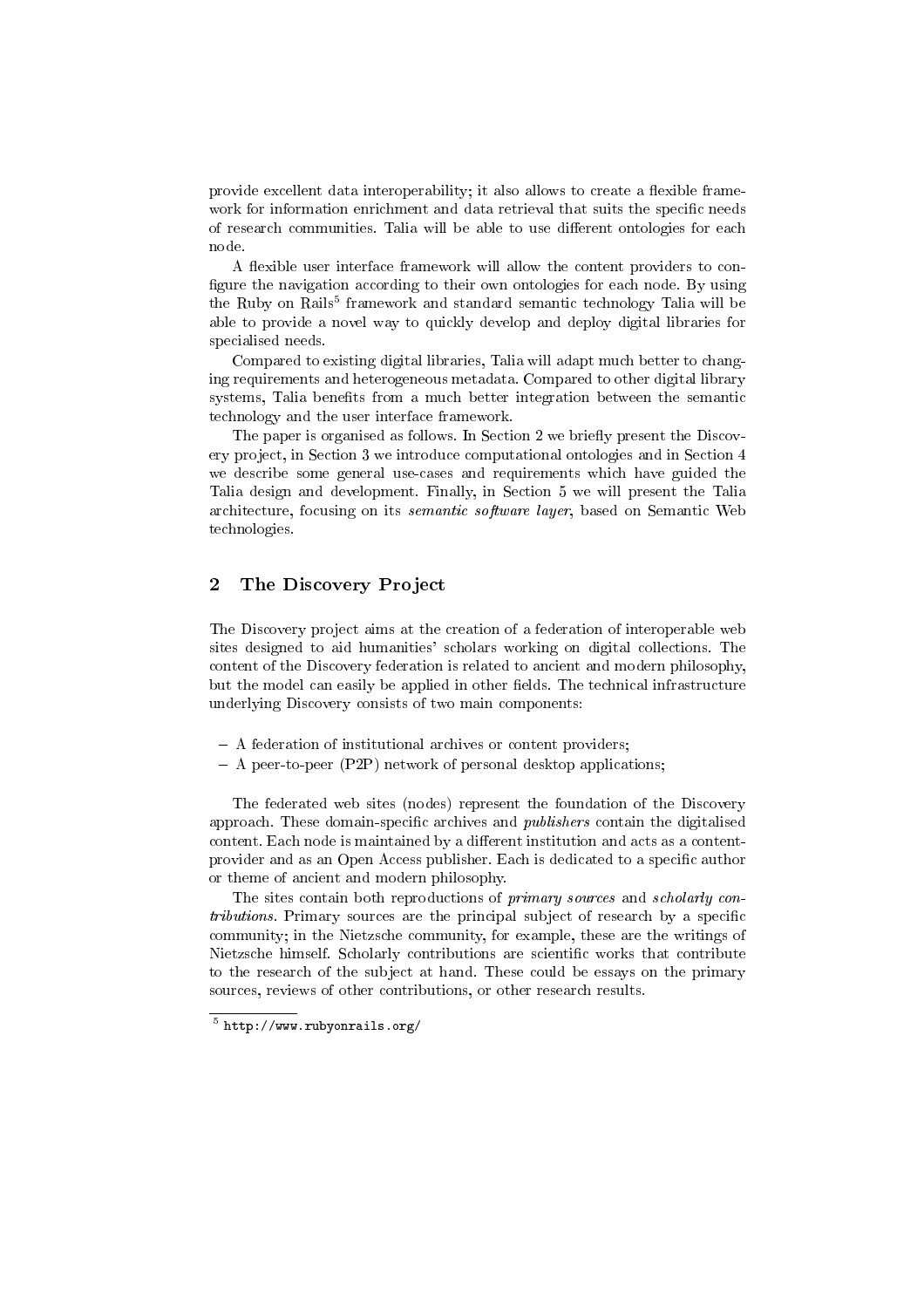provide excellent data interoperability; it also allows to create a flexible framework for information enrichment and data retrieval that suits the specific needs of research communities. Talia will be able to use different ontologies for each node.

A flexible user interface framework will allow the content providers to configure the navigation according to their own ontologies for each node. By using the Ruby on Rails[5] framework and standard semantic technology Talia will be able to provide a novel way to quickly develop and deploy digital libraries for specialised needs.

Compared to existing digital libraries, Talia will adapt much better to changing requirements and heterogeneous metadata. Compared to other digital library systems, Talia benefits from a much better integration between the semantic technology and the user interface framework.

The paper is organised as follows. In Section 2 we briefly present the Discovery project, in Section 3 we introduce computational ontologies and in Section 4 we describe some general use-cases and requirements which have guided the Talia design and development. Finally, in Section 5 we will present the Talia architecture, focusing on its *semantic software layer*, based on Semantic Web technologies.

## 2 The Discovery Project

The Discovery project aims at the creation of a federation of interoperable web sites designed to aid humanities' scholars working on digital collections. The content of the Discovery federation is related to ancient and modern philosophy, but the model can easily be applied in other fields. The technical infrastructure underlying Discovery consists of two main components:

- A federation of institutional archives or content providers;
- A peer-to-peer (P2P) network of personal desktop applications;

The federated web sites (nodes) represent the foundation of the Discovery approach. These domain-specific archives and *publishers* contain the digitalised content. Each node is maintained by a different institution and acts as a content-provider and as an Open Access publisher. Each is dedicated to a specific author or theme of ancient and modern philosophy.

The sites contain both reproductions of *primary sources* and *scholarly contributions*. Primary sources are the principal subject of research by a specific community; in the Nietzsche community, for example, these are the writings of Nietzsche himself. Scholarly contributions are scientific works that contribute to the research of the subject at hand. These could be essays on the primary sources, reviews of other contributions, or other research results.

[5] `http://www.rubyonrails.org/`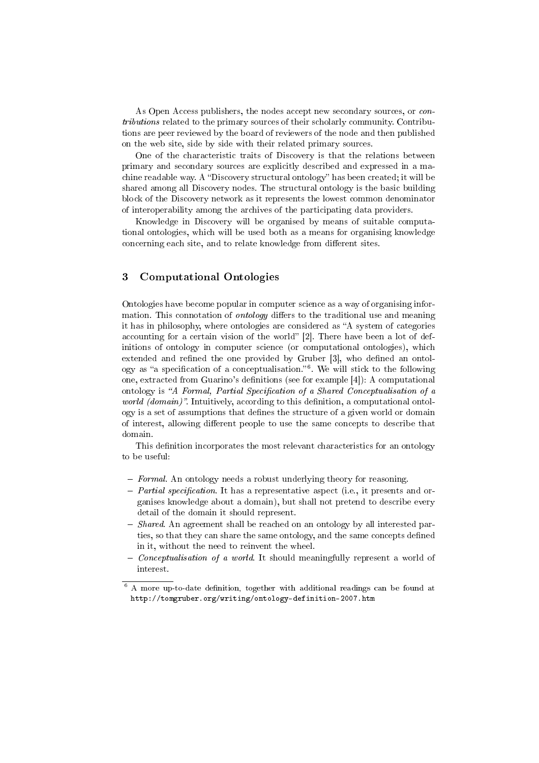As Open Access publishers, the nodes accept new secondary sources, or *contributions* related to the primary sources of their scholarly community. Contributions are peer reviewed by the board of reviewers of the node and then published on the web site, side by side with their related primary sources.

One of the characteristic traits of Discovery is that the relations between primary and secondary sources are explicitly described and expressed in a machine readable way. A "Discovery structural ontology" has been created; it will be shared among all Discovery nodes. The structural ontology is the basic building block of the Discovery network as it represents the lowest common denominator of interoperability among the archives of the participating data providers.

Knowledge in Discovery will be organised by means of suitable computational ontologies, which will be used both as a means for organising knowledge concerning each site, and to relate knowledge from different sites.

## 3 Computational Ontologies

Ontologies have become popular in computer science as a way of organising information. This connotation of *ontology* differs to the traditional use and meaning it has in philosophy, where ontologies are considered as "A system of categories accounting for a certain vision of the world" [2]. There have been a lot of definitions of ontology in computer science (or computational ontologies), which extended and refined the one provided by Gruber [3], who defined an ontology as "a specification of a conceptualisation."[6]. We will stick to the following one, extracted from Guarino's definitions (see for example [4]): A computational ontology is *"A Formal, Partial Specification of a Shared Conceptualisation of a world (domain)"*. Intuitively, according to this definition, a computational ontology is a set of assumptions that defines the structure of a given world or domain of interest, allowing different people to use the same concepts to describe that domain.

This definition incorporates the most relevant characteristics for an ontology to be useful:

- *Formal*. An ontology needs a robust underlying theory for reasoning.
- *Partial specification*. It has a representative aspect (i.e., it presents and organises knowledge about a domain), but shall not pretend to describe every detail of the domain it should represent.
- *Shared*. An agreement shall be reached on an ontology by all interested parties, so that they can share the same ontology, and the same concepts defined in it, without the need to reinvent the wheel.
- *Conceptualisation of a world*. It should meaningfully represent a world of interest.

[6] A more up-to-date definition, together with additional readings can be found at http://tomgruber.org/writing/ontology-definition-2007.htm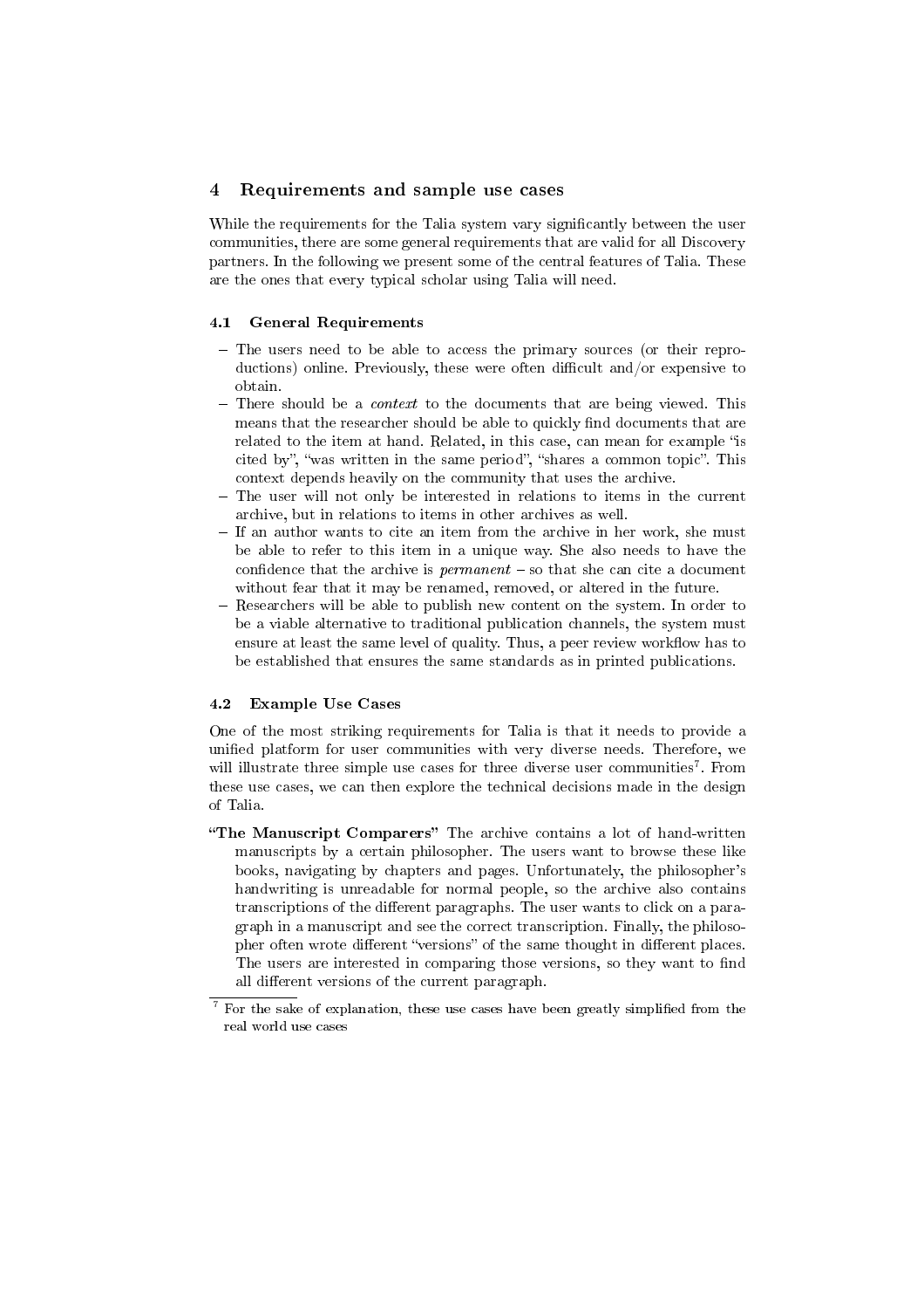## 4 Requirements and sample use cases

While the requirements for the Talia system vary significantly between the user communities, there are some general requirements that are valid for all Discovery partners. In the following we present some of the central features of Talia. These are the ones that every typical scholar using Talia will need.

### 4.1 General Requirements

- The users need to be able to access the primary sources (or their reproductions) online. Previously, these were often difficult and/or expensive to obtain.
- There should be a *context* to the documents that are being viewed. This means that the researcher should be able to quickly find documents that are related to the item at hand. Related, in this case, can mean for example "is cited by", "was written in the same period", "shares a common topic". This context depends heavily on the community that uses the archive.
- The user will not only be interested in relations to items in the current archive, but in relations to items in other archives as well.
- If an author wants to cite an item from the archive in her work, she must be able to refer to this item in a unique way. She also needs to have the confidence that the archive is *permanent* – so that she can cite a document without fear that it may be renamed, removed, or altered in the future.
- Researchers will be able to publish new content on the system. In order to be a viable alternative to traditional publication channels, the system must ensure at least the same level of quality. Thus, a peer review workflow has to be established that ensures the same standards as in printed publications.

### 4.2 Example Use Cases

One of the most striking requirements for Talia is that it needs to provide a unified platform for user communities with very diverse needs. Therefore, we will illustrate three simple use cases for three diverse user communities[7]. From these use cases, we can then explore the technical decisions made in the design of Talia.

**"The Manuscript Comparers"** The archive contains a lot of hand-written manuscripts by a certain philosopher. The users want to browse these like books, navigating by chapters and pages. Unfortunately, the philosopher's handwriting is unreadable for normal people, so the archive also contains transcriptions of the different paragraphs. The user wants to click on a paragraph in a manuscript and see the correct transcription. Finally, the philosopher often wrote different "versions" of the same thought in different places. The users are interested in comparing those versions, so they want to find all different versions of the current paragraph.

[7] For the sake of explanation, these use cases have been greatly simplified from the real world use cases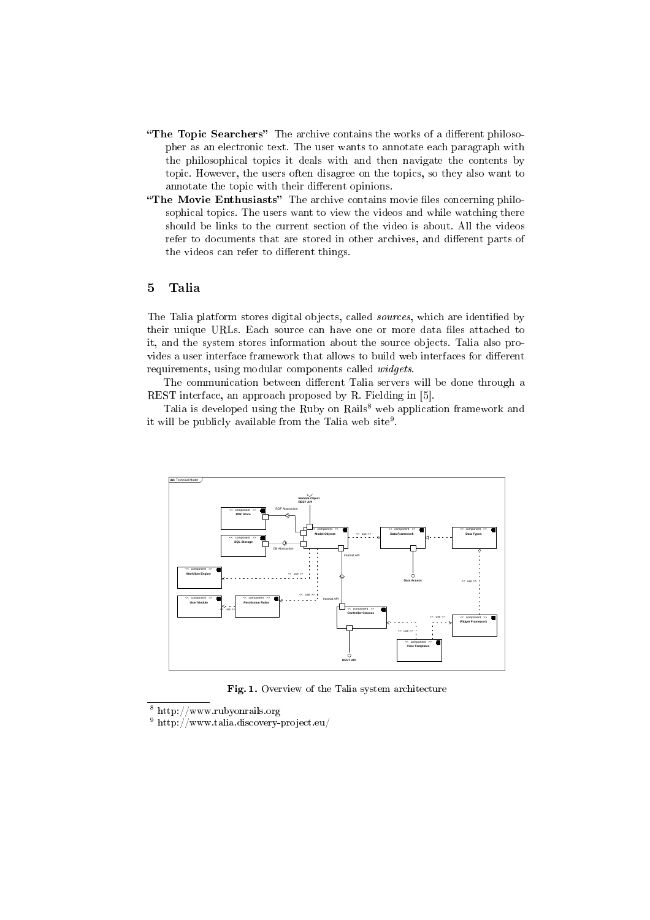**"The Topic Searchers"** The archive contains the works of a different philosopher as an electronic text. The user wants to annotate each paragraph with the philosophical topics it deals with and then navigate the contents by topic. However, the users often disagree on the topics, so they also want to annotate the topic with their different opinions.

**"The Movie Enthusiasts"** The archive contains movie files concerning philosophical topics. The users want to view the videos and while watching there should be links to the current section of the video is about. All the videos refer to documents that are stored in other archives, and different parts of the videos can refer to different things.

## 5 Talia

The Talia platform stores digital objects, called *sources*, which are identified by their unique URLs. Each source can have one or more data files attached to it, and the system stores information about the source objects. Talia also provides a user interface framework that allows to build web interfaces for different requirements, using modular components called *widgets*.

The communication between different Talia servers will be done through a REST interface, an approach proposed by R. Fielding in [5].

Talia is developed using the Ruby on Rails[8] web application framework and it will be publicly available from the Talia web site[9].

**Fig. 1.** Overview of the Talia system architecture

[8] http://www.rubyonrails.org

[9] http://www.talia.discovery-project.eu/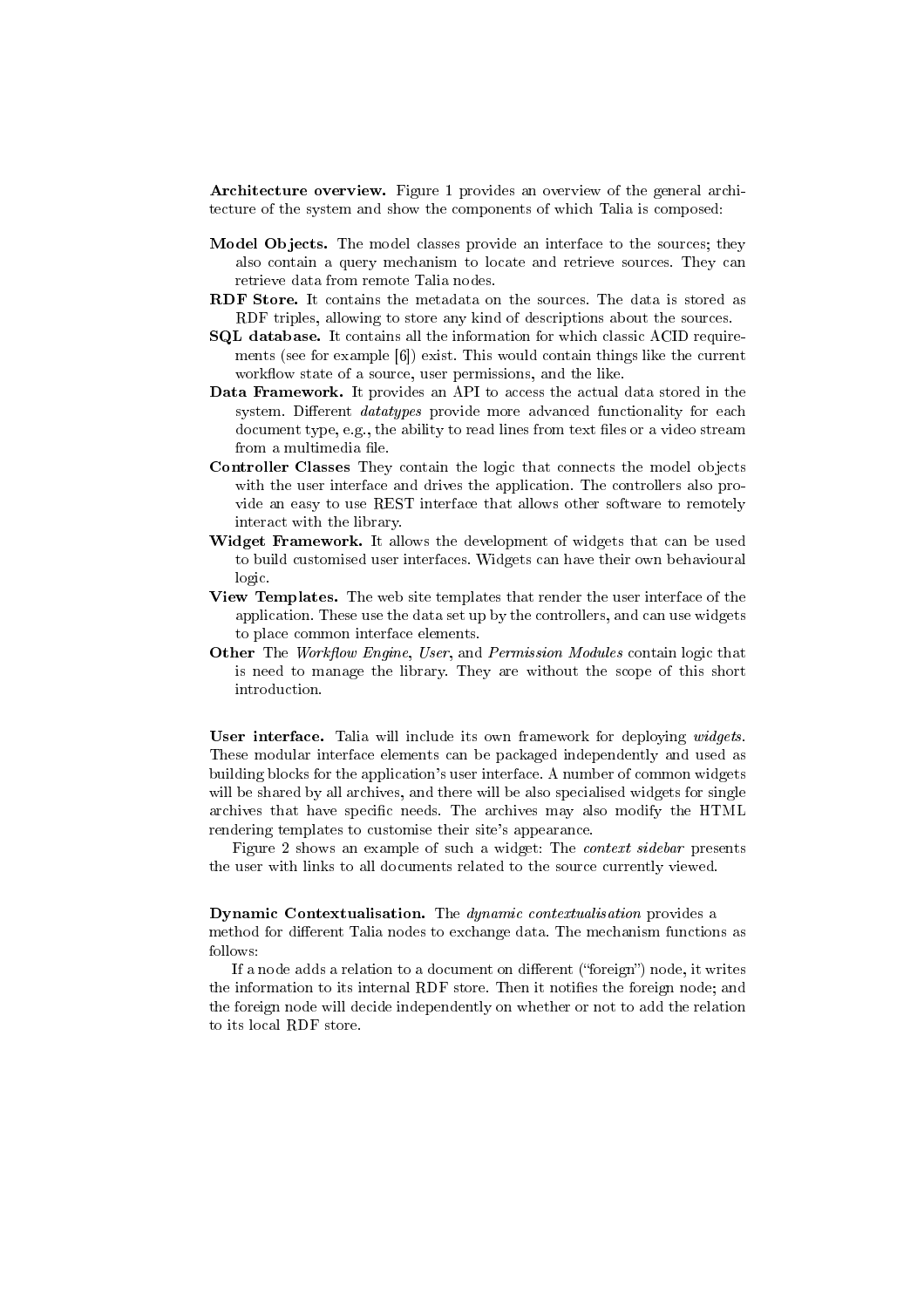**Architecture overview.** Figure 1 provides an overview of the general architecture of the system and show the components of which Talia is composed:

**Model Objects.** The model classes provide an interface to the sources; they also contain a query mechanism to locate and retrieve sources. They can retrieve data from remote Talia nodes.

**RDF Store.** It contains the metadata on the sources. The data is stored as RDF triples, allowing to store any kind of descriptions about the sources.

**SQL database.** It contains all the information for which classic ACID requirements (see for example [6]) exist. This would contain things like the current workflow state of a source, user permissions, and the like.

**Data Framework.** It provides an API to access the actual data stored in the system. Different *datatypes* provide more advanced functionality for each document type, e.g., the ability to read lines from text files or a video stream from a multimedia file.

**Controller Classes** They contain the logic that connects the model objects with the user interface and drives the application. The controllers also provide an easy to use REST interface that allows other software to remotely interact with the library.

**Widget Framework.** It allows the development of widgets that can be used to build customised user interfaces. Widgets can have their own behavioural logic.

**View Templates.** The web site templates that render the user interface of the application. These use the data set up by the controllers, and can use widgets to place common interface elements.

**Other** The *Workflow Engine*, *User*, and *Permission Modules* contain logic that is need to manage the library. They are without the scope of this short introduction.

**User interface.** Talia will include its own framework for deploying *widgets*. These modular interface elements can be packaged independently and used as building blocks for the application's user interface. A number of common widgets will be shared by all archives, and there will be also specialised widgets for single archives that have specific needs. The archives may also modify the HTML rendering templates to customise their site's appearance.

Figure 2 shows an example of such a widget: The *context sidebar* presents the user with links to all documents related to the source currently viewed.

**Dynamic Contextualisation.** The *dynamic contextualisation* provides a method for different Talia nodes to exchange data. The mechanism functions as follows:

If a node adds a relation to a document on different ("foreign") node, it writes the information to its internal RDF store. Then it notifies the foreign node; and the foreign node will decide independently on whether or not to add the relation to its local RDF store.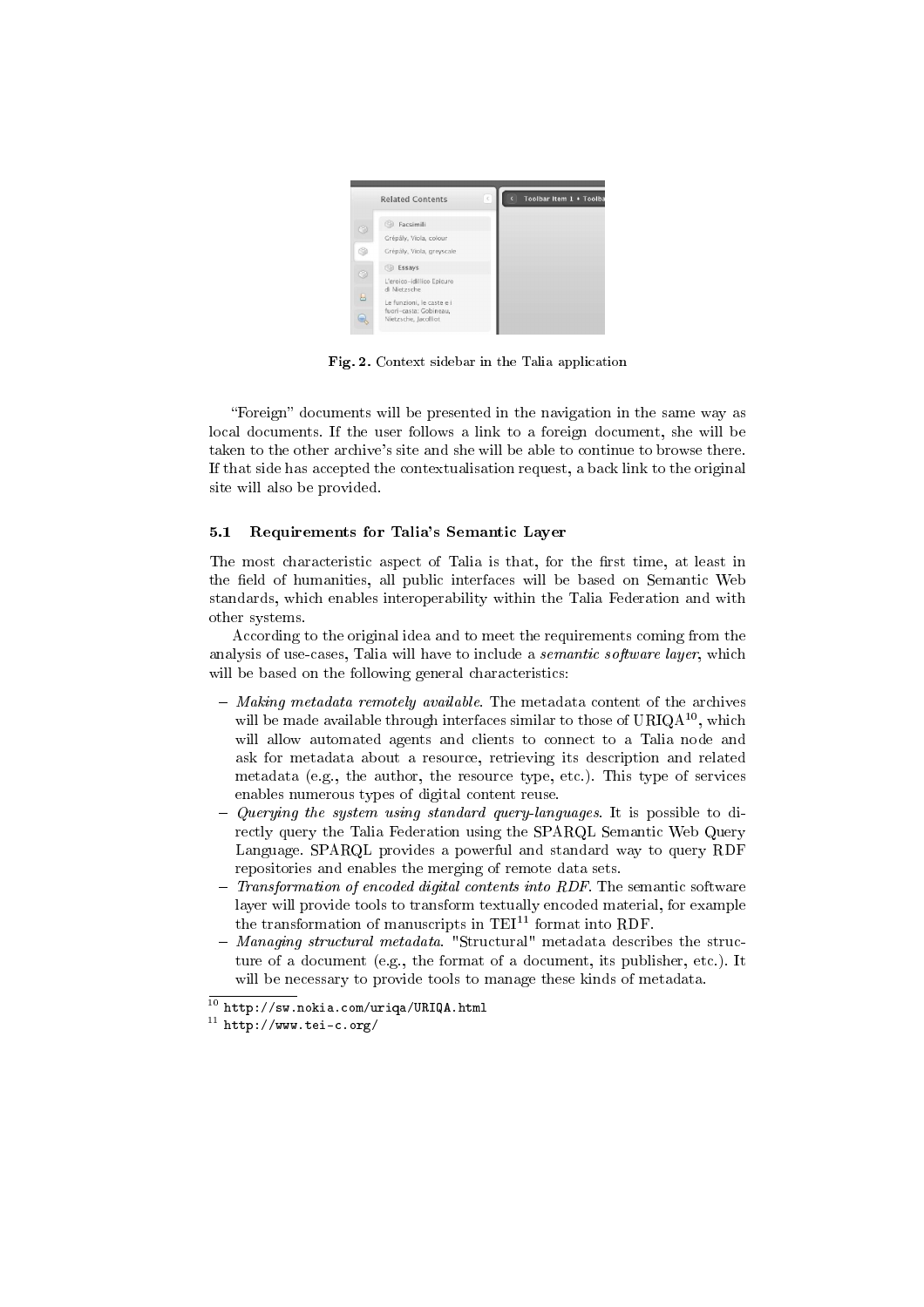Fig. 2. Context sidebar in the Talia application

"Foreign" documents will be presented in the navigation in the same way as local documents. If the user follows a link to a foreign document, she will be taken to the other archive's site and she will be able to continue to browse there. If that side has accepted the contextualisation request, a back link to the original site will also be provided.

### 5.1 Requirements for Talia's Semantic Layer

The most characteristic aspect of Talia is that, for the first time, at least in the field of humanities, all public interfaces will be based on Semantic Web standards, which enables interoperability within the Talia Federation and with other systems.

According to the original idea and to meet the requirements coming from the analysis of use-cases, Talia will have to include a *semantic software layer*, which will be based on the following general characteristics:

- *Making metadata remotely available*. The metadata content of the archives will be made available through interfaces similar to those of URIQA[10], which will allow automated agents and clients to connect to a Talia node and ask for metadata about a resource, retrieving its description and related metadata (e.g., the author, the resource type, etc.). This type of services enables numerous types of digital content reuse.
- *Querying the system using standard query-languages*. It is possible to directly query the Talia Federation using the SPARQL Semantic Web Query Language. SPARQL provides a powerful and standard way to query RDF repositories and enables the merging of remote data sets.
- *Transformation of encoded digital contents into RDF*. The semantic software layer will provide tools to transform textually encoded material, for example the transformation of manuscripts in TEI[11] format into RDF.
- *Managing structural metadata*. "Structural" metadata describes the structure of a document (e.g., the format of a document, its publisher, etc.). It will be necessary to provide tools to manage these kinds of metadata.

[10] http://sw.nokia.com/uriqa/URIQA.html

[11] http://www.tei-c.org/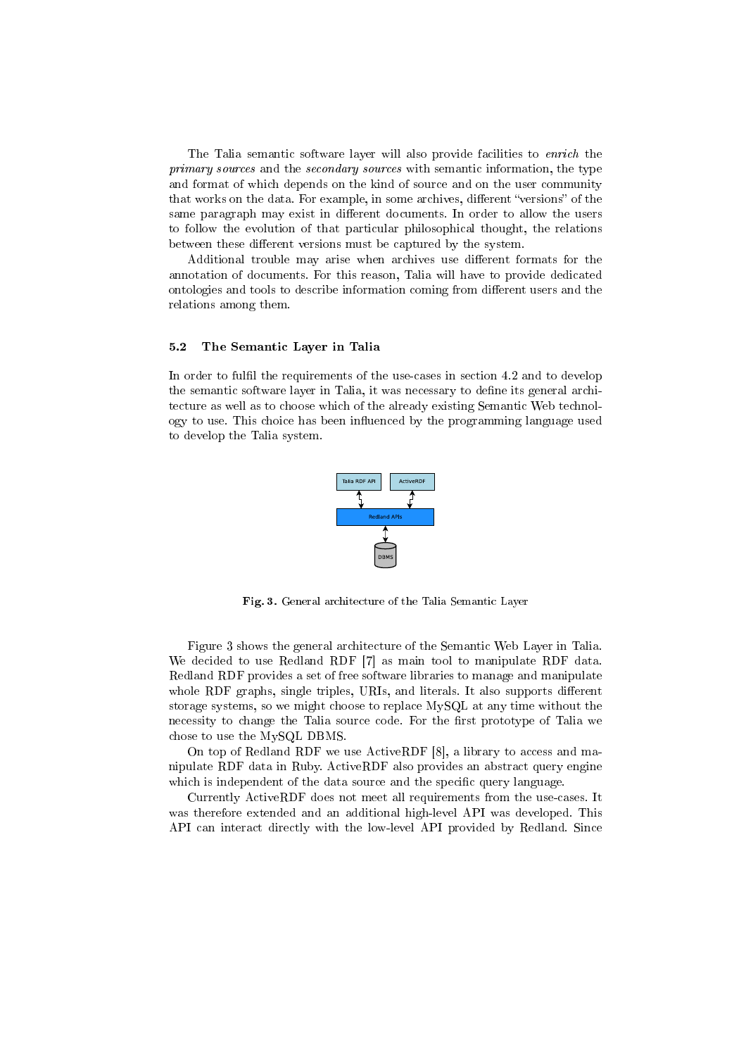The Talia semantic software layer will also provide facilities to *enrich* the *primary sources* and the *secondary sources* with semantic information, the type and format of which depends on the kind of source and on the user community that works on the data. For example, in some archives, different "versions" of the same paragraph may exist in different documents. In order to allow the users to follow the evolution of that particular philosophical thought, the relations between these different versions must be captured by the system.

Additional trouble may arise when archives use different formats for the annotation of documents. For this reason, Talia will have to provide dedicated ontologies and tools to describe information coming from different users and the relations among them.

### 5.2 The Semantic Layer in Talia

In order to fulfil the requirements of the use-cases in section 4.2 and to develop the semantic software layer in Talia, it was necessary to define its general architecture as well as to choose which of the already existing Semantic Web technology to use. This choice has been influenced by the programming language used to develop the Talia system.

**Fig. 3.** General architecture of the Talia Semantic Layer

Figure 3 shows the general architecture of the Semantic Web Layer in Talia. We decided to use Redland RDF [7] as main tool to manipulate RDF data. Redland RDF provides a set of free software libraries to manage and manipulate whole RDF graphs, single triples, URIs, and literals. It also supports different storage systems, so we might choose to replace MySQL at any time without the necessity to change the Talia source code. For the first prototype of Talia we chose to use the MySQL DBMS.

On top of Redland RDF we use ActiveRDF [8], a library to access and manipulate RDF data in Ruby. ActiveRDF also provides an abstract query engine which is independent of the data source and the specific query language.

Currently ActiveRDF does not meet all requirements from the use-cases. It was therefore extended and an additional high-level API was developed. This API can interact directly with the low-level API provided by Redland. Since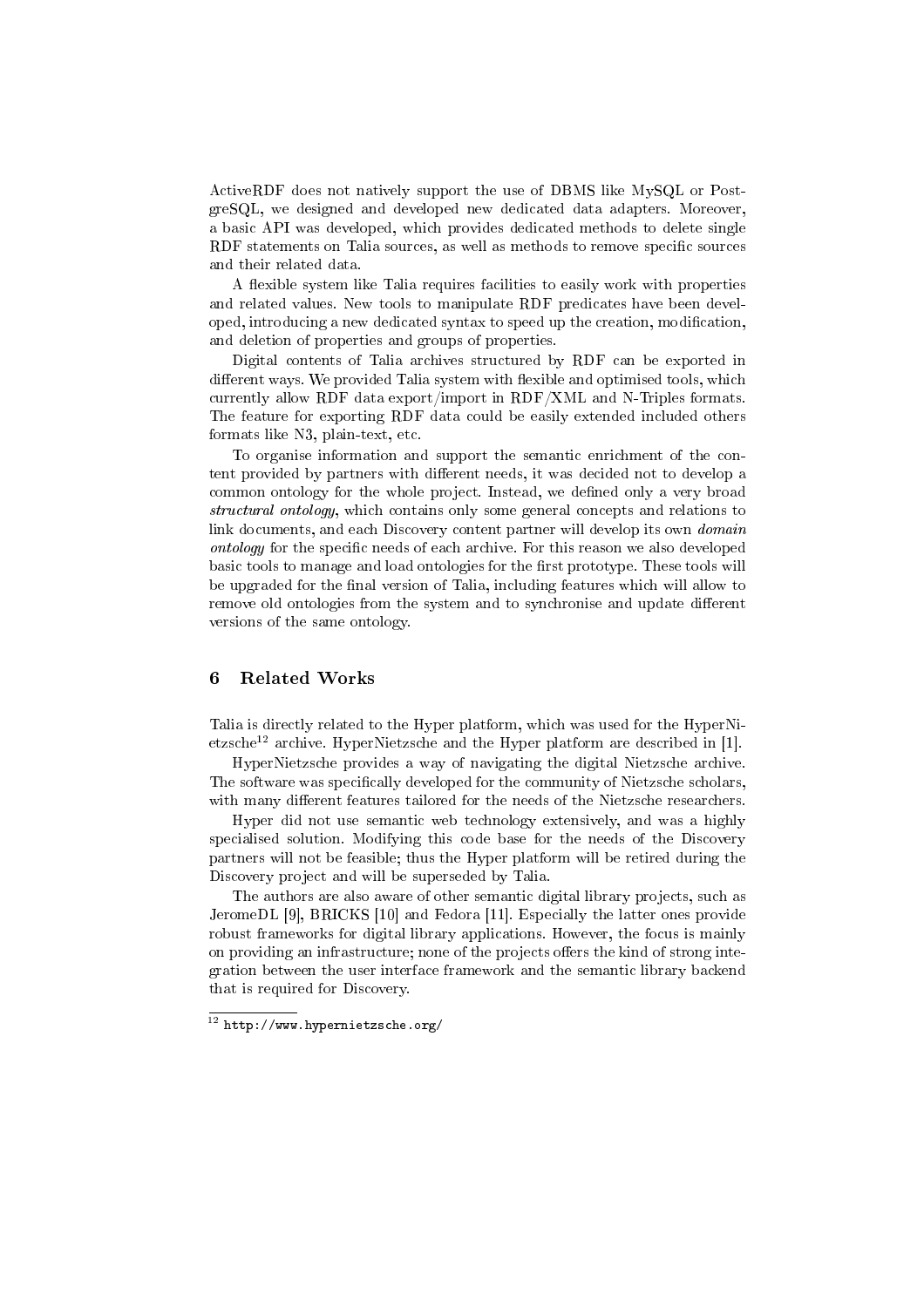ActiveRDF does not natively support the use of DBMS like MySQL or PostgreSQL, we designed and developed new dedicated data adapters. Moreover, a basic API was developed, which provides dedicated methods to delete single RDF statements on Talia sources, as well as methods to remove specific sources and their related data.

A flexible system like Talia requires facilities to easily work with properties and related values. New tools to manipulate RDF predicates have been developed, introducing a new dedicated syntax to speed up the creation, modification, and deletion of properties and groups of properties.

Digital contents of Talia archives structured by RDF can be exported in different ways. We provided Talia system with flexible and optimised tools, which currently allow RDF data export/import in RDF/XML and N-Triples formats. The feature for exporting RDF data could be easily extended included others formats like N3, plain-text, etc.

To organise information and support the semantic enrichment of the content provided by partners with different needs, it was decided not to develop a common ontology for the whole project. Instead, we defined only a very broad *structural ontology*, which contains only some general concepts and relations to link documents, and each Discovery content partner will develop its own *domain ontology* for the specific needs of each archive. For this reason we also developed basic tools to manage and load ontologies for the first prototype. These tools will be upgraded for the final version of Talia, including features which will allow to remove old ontologies from the system and to synchronise and update different versions of the same ontology.

## 6 Related Works

Talia is directly related to the Hyper platform, which was used for the HyperNietzsche[12] archive. HyperNietzsche and the Hyper platform are described in [1].

HyperNietzsche provides a way of navigating the digital Nietzsche archive. The software was specifically developed for the community of Nietzsche scholars, with many different features tailored for the needs of the Nietzsche researchers.

Hyper did not use semantic web technology extensively, and was a highly specialised solution. Modifying this code base for the needs of the Discovery partners will not be feasible; thus the Hyper platform will be retired during the Discovery project and will be superseded by Talia.

The authors are also aware of other semantic digital library projects, such as JeromeDL [9], BRICKS [10] and Fedora [11]. Especially the latter ones provide robust frameworks for digital library applications. However, the focus is mainly on providing an infrastructure; none of the projects offers the kind of strong integration between the user interface framework and the semantic library backend that is required for Discovery.

[12] http://www.hypernietzsche.org/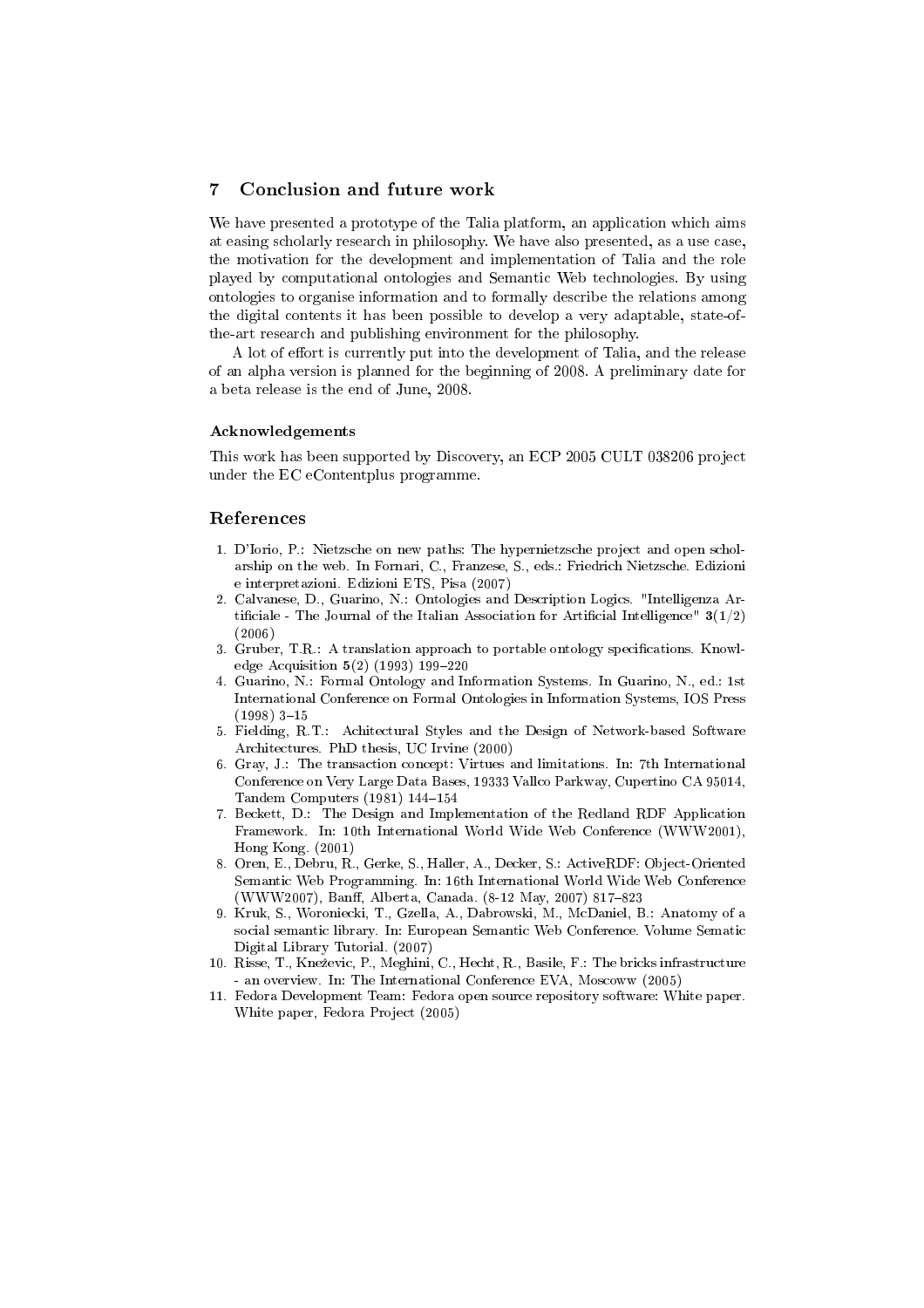## 7 Conclusion and future work

We have presented a prototype of the Talia platform, an application which aims at easing scholarly research in philosophy. We have also presented, as a use case, the motivation for the development and implementation of Talia and the role played by computational ontologies and Semantic Web technologies. By using ontologies to organise information and to formally describe the relations among the digital contents it has been possible to develop a very adaptable, state-of-the-art research and publishing environment for the philosophy.

A lot of effort is currently put into the development of Talia, and the release of an alpha version is planned for the beginning of 2008. A preliminary date for a beta release is the end of June, 2008.

### Acknowledgements

This work has been supported by Discovery, an ECP 2005 CULT 038206 project under the EC eContentplus programme.

## References

1. D'Iorio, P.: Nietzsche on new paths: The hypernietzsche project and open scholarship on the web. In Fornari, C., Franzese, S., eds.: Friedrich Nietzsche. Edizioni e interpretazioni. Edizioni ETS, Pisa (2007)
2. Calvanese, D., Guarino, N.: Ontologies and Description Logics. "Intelligenza Artificiale - The Journal of the Italian Association for Artificial Intelligence" **3**(1/2) (2006)
3. Gruber, T.R.: A translation approach to portable ontology specifications. Knowledge Acquisition **5**(2) (1993) 199–220
4. Guarino, N.: Formal Ontology and Information Systems. In Guarino, N., ed.: 1st International Conference on Formal Ontologies in Information Systems, IOS Press (1998) 3–15
5. Fielding, R.T.: Achitectural Styles and the Design of Network-based Software Architectures. PhD thesis, UC Irvine (2000)
6. Gray, J.: The transaction concept: Virtues and limitations. In: 7th International Conference on Very Large Data Bases, 19333 Vallco Parkway, Cupertino CA 95014, Tandem Computers (1981) 144–154
7. Beckett, D.: The Design and Implementation of the Redland RDF Application Framework. In: 10th International World Wide Web Conference (WWW2001), Hong Kong. (2001)
8. Oren, E., Debru, R., Gerke, S., Haller, A., Decker, S.: ActiveRDF: Object-Oriented Semantic Web Programming. In: 16th International World Wide Web Conference (WWW2007), Banff, Alberta, Canada. (8-12 May, 2007) 817–823
9. Kruk, S., Woroniecki, T., Gzella, A., Dabrowski, M., McDaniel, B.: Anatomy of a social semantic library. In: European Semantic Web Conference. Volume Sematic Digital Library Tutorial. (2007)
10. Risse, T., Kneževic, P., Meghini, C., Hecht, R., Basile, F.: The bricks infrastructure - an overview. In: The International Conference EVA, Moscoww (2005)
11. Fedora Development Team: Fedora open source repository software: White paper. White paper, Fedora Project (2005)